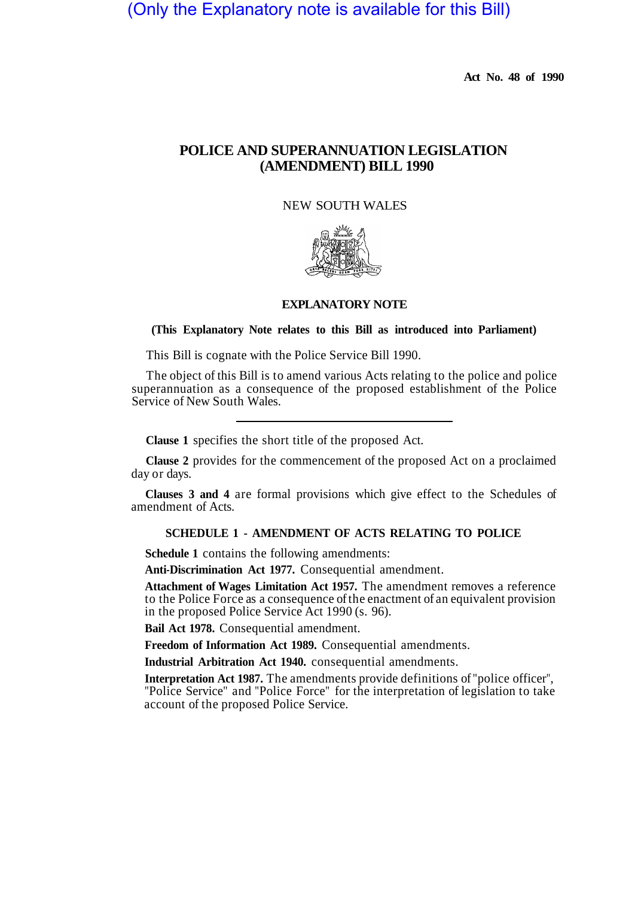(Only the Explanatory note is available for this Bill)

**Act No. 48 of 1990**

# POLICE AND SUPERANNUATION LEGISLATION (AMENDMENT) BILL 1990

NEW SOUTH WALES

## EXPLANATORY NOTE

**(This Explanatory Note relates to this Bill as introduced into Parliament)**

This Bill is cognate with the Police Service Bill 1990.

The object of this Bill is to amend various Acts relating to the police and police superannuation as a consequence of the proposed establishment of the Police Service of New South Wales.

---

**Clause 1** specifies the short title of the proposed Act.

**Clause 2** provides for the commencement of the proposed Act on a proclaimed day or days.

**Clauses 3 and 4** are formal provisions which give effect to the Schedules of amendment of Acts.

### SCHEDULE 1 - AMENDMENT OF ACTS RELATING TO POLICE

**Schedule 1** contains the following amendments:

**Anti-Discrimination Act 1977.** Consequential amendment.

**Attachment of Wages Limitation Act 1957.** The amendment removes a reference to the Police Force as a consequence of the enactment of an equivalent provision in the proposed Police Service Act 1990 (s. 96).

**Bail Act 1978.** Consequential amendment.

**Freedom of Information Act 1989.** Consequential amendments.

**Industrial Arbitration Act 1940.** consequential amendments.

**Interpretation Act 1987.** The amendments provide definitions of "police officer", "Police Service" and "Police Force" for the interpretation of legislation to take account of the proposed Police Service.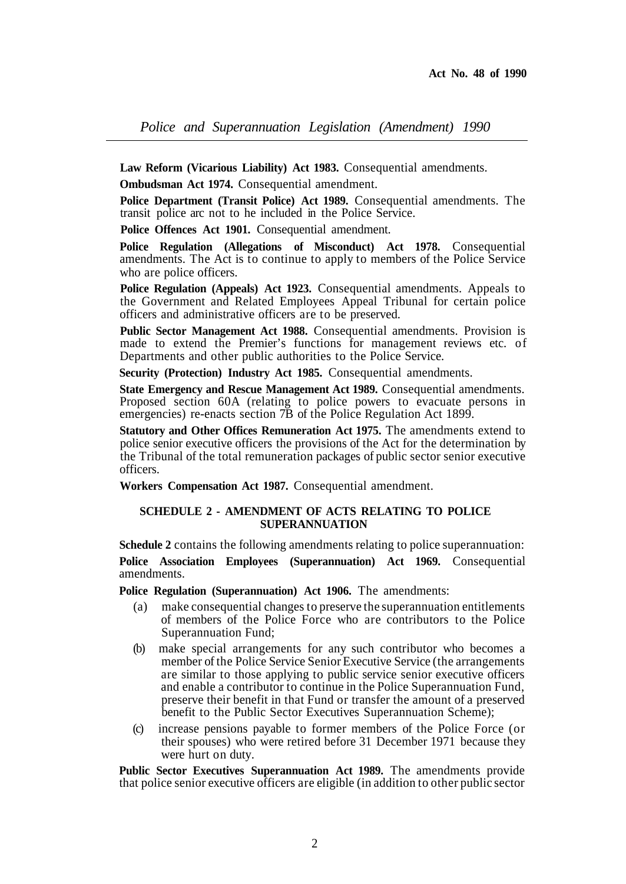**Law Reform (Vicarious Liability) Act 1983.** Consequential amendments.

**Ombudsman Act 1974.** Consequential amendment.

**Police Department (Transit Police) Act 1989.** Consequential amendments. The transit police arc not to he included in the Police Service.

**Police Offences Act 1901.** Consequential amendment.

**Police Regulation (Allegations of Misconduct) Act 1978.** Consequential amendments. The Act is to continue to apply to members of the Police Service who are police officers.

**Police Regulation (Appeals) Act 1923.** Consequential amendments. Appeals to the Government and Related Employees Appeal Tribunal for certain police officers and administrative officers are to be preserved.

**Public Sector Management Act 1988.** Consequential amendments. Provision is made to extend the Premier's functions for management reviews etc. of Departments and other public authorities to the Police Service.

**Security (Protection) Industry Act 1985.** Consequential amendments.

**State Emergency and Rescue Management Act 1989.** Consequential amendments. Proposed section 60A (relating to police powers to evacuate persons in emergencies) re-enacts section 7B of the Police Regulation Act 1899.

**Statutory and Other Offices Remuneration Act 1975.** The amendments extend to police senior executive officers the provisions of the Act for the determination by the Tribunal of the total remuneration packages of public sector senior executive officers.

**Workers Compensation Act 1987.** Consequential amendment.

## SCHEDULE 2 - AMENDMENT OF ACTS RELATING TO POLICE SUPERANNUATION

**Schedule 2** contains the following amendments relating to police superannuation:

**Police Association Employees (Superannuation) Act 1969.** Consequential amendments.

**Police Regulation (Superannuation) Act 1906.** The amendments:

(a) make consequential changes to preserve the superannuation entitlements of members of the Police Force who are contributors to the Police Superannuation Fund;

(b) make special arrangements for any such contributor who becomes a member of the Police Service Senior Executive Service (the arrangements are similar to those applying to public service senior executive officers and enable a contributor to continue in the Police Superannuation Fund, preserve their benefit in that Fund or transfer the amount of a preserved benefit to the Public Sector Executives Superannuation Scheme);

(c) increase pensions payable to former members of the Police Force (or their spouses) who were retired before 31 December 1971 because they were hurt on duty.

**Public Sector Executives Superannuation Act 1989.** The amendments provide that police senior executive officers are eligible (in addition to other public sector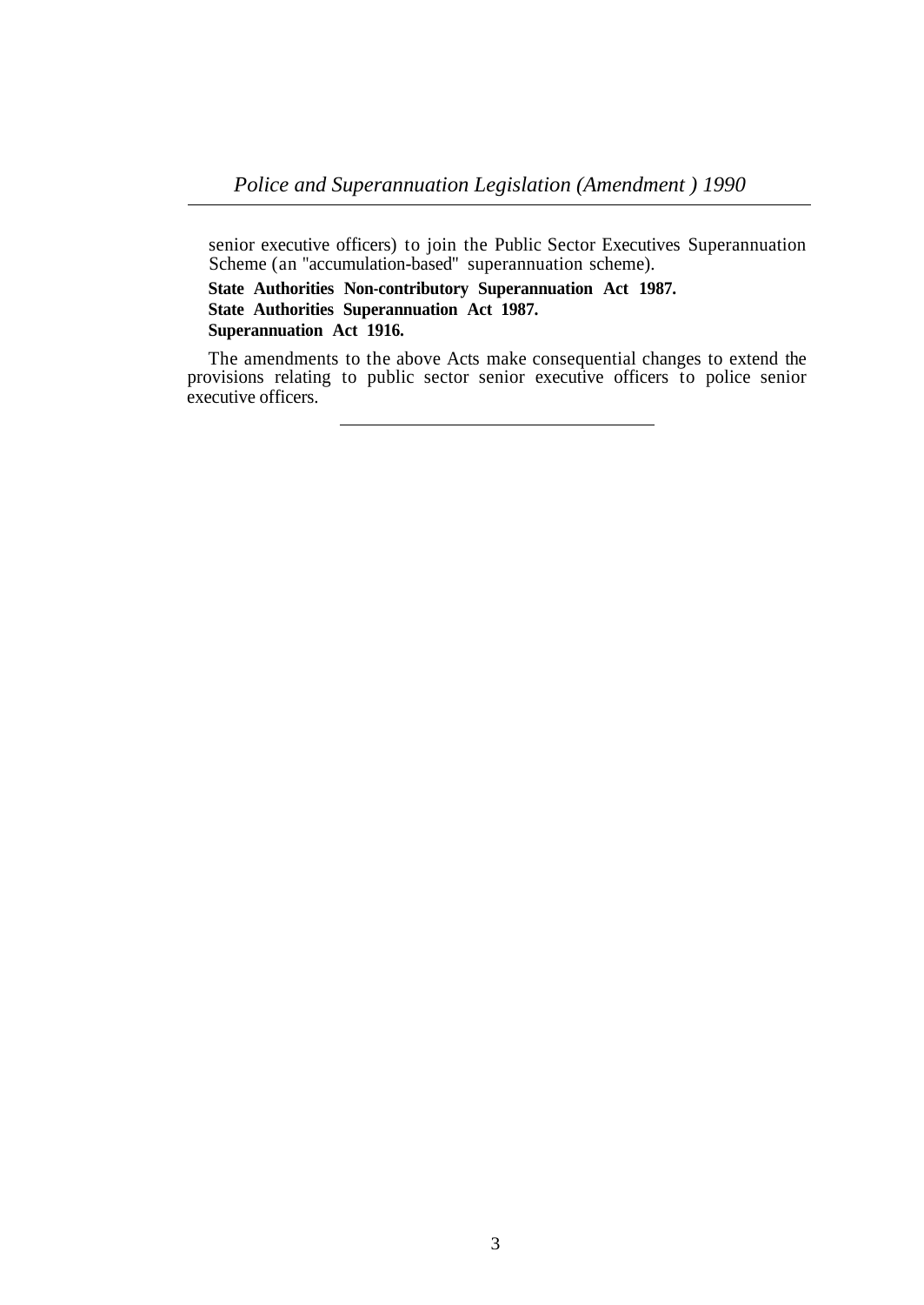senior executive officers) to join the Public Sector Executives Superannuation Scheme (an "accumulation-based" superannuation scheme).

**State Authorities Non-contributory Superannuation Act 1987.**
**State Authorities Superannuation Act 1987.**
**Superannuation Act 1916.**

The amendments to the above Acts make consequential changes to extend the provisions relating to public sector senior executive officers to police senior executive officers.